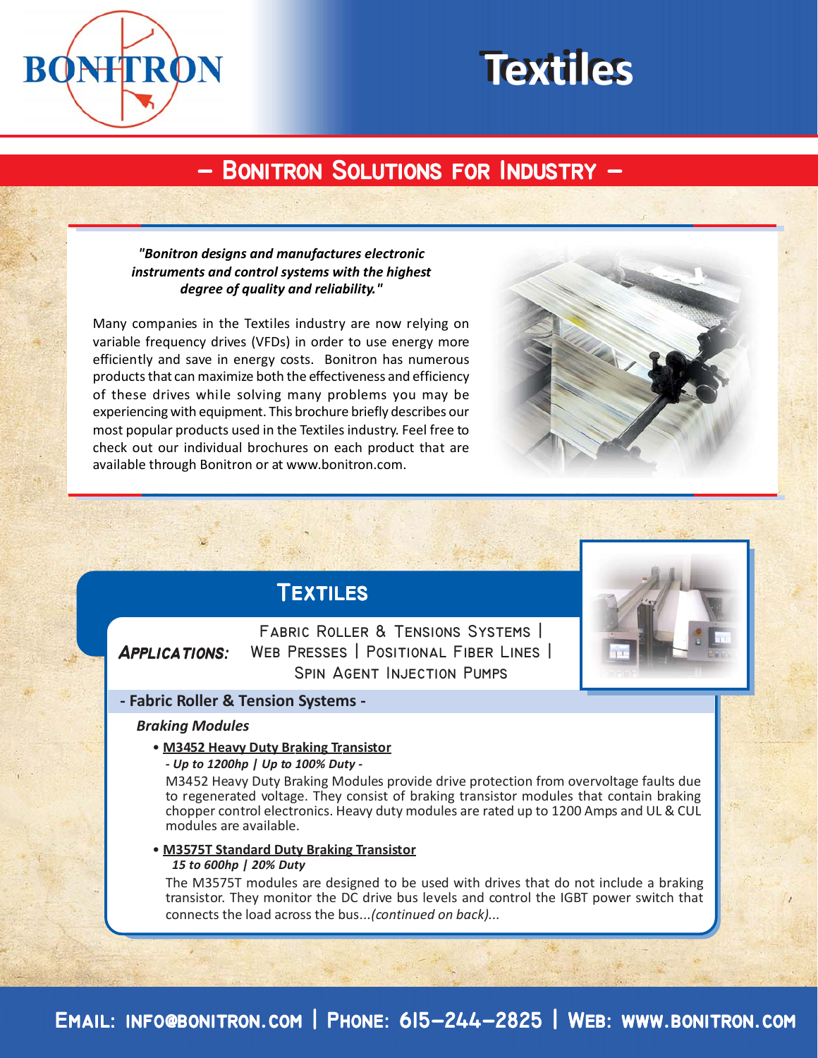# Textiles

## – Bonitron Solutions for Industry –

***"Bonitron designs and manufactures electronic instruments and control systems with the highest degree of quality and reliability."***

Many companies in the Textiles industry are now relying on variable frequency drives (VFDs) in order to use energy more efficiently and save in energy costs. Bonitron has numerous products that can maximize both the effectiveness and efficiency of these drives while solving many problems you may be experiencing with equipment. This brochure briefly describes our most popular products used in the Textiles industry. Feel free to check out our individual brochures on each product that are available through Bonitron or at www.bonitron.com.

## Textiles

***Applications:*** Fabric Roller & Tensions Systems | Web Presses | Positional Fiber Lines | Spin Agent Injection Pumps

### - Fabric Roller & Tension Systems -

***Braking Modules***

- **M3452 Heavy Duty Braking Transistor**

  ***- Up to 1200hp | Up to 100% Duty -***

  M3452 Heavy Duty Braking Modules provide drive protection from overvoltage faults due to regenerated voltage. They consist of braking transistor modules that contain braking chopper control electronics. Heavy duty modules are rated up to 1200 Amps and UL & CUL modules are available.

- **M3575T Standard Duty Braking Transistor**

  ***15 to 600hp | 20% Duty***

  The M3575T modules are designed to be used with drives that do not include a braking transistor. They monitor the DC drive bus levels and control the IGBT power switch that connects the load across the bus...*(continued on back)...*

**Email: info@bonitron.com | Phone: 615-244-2825 | Web: www.bonitron.com**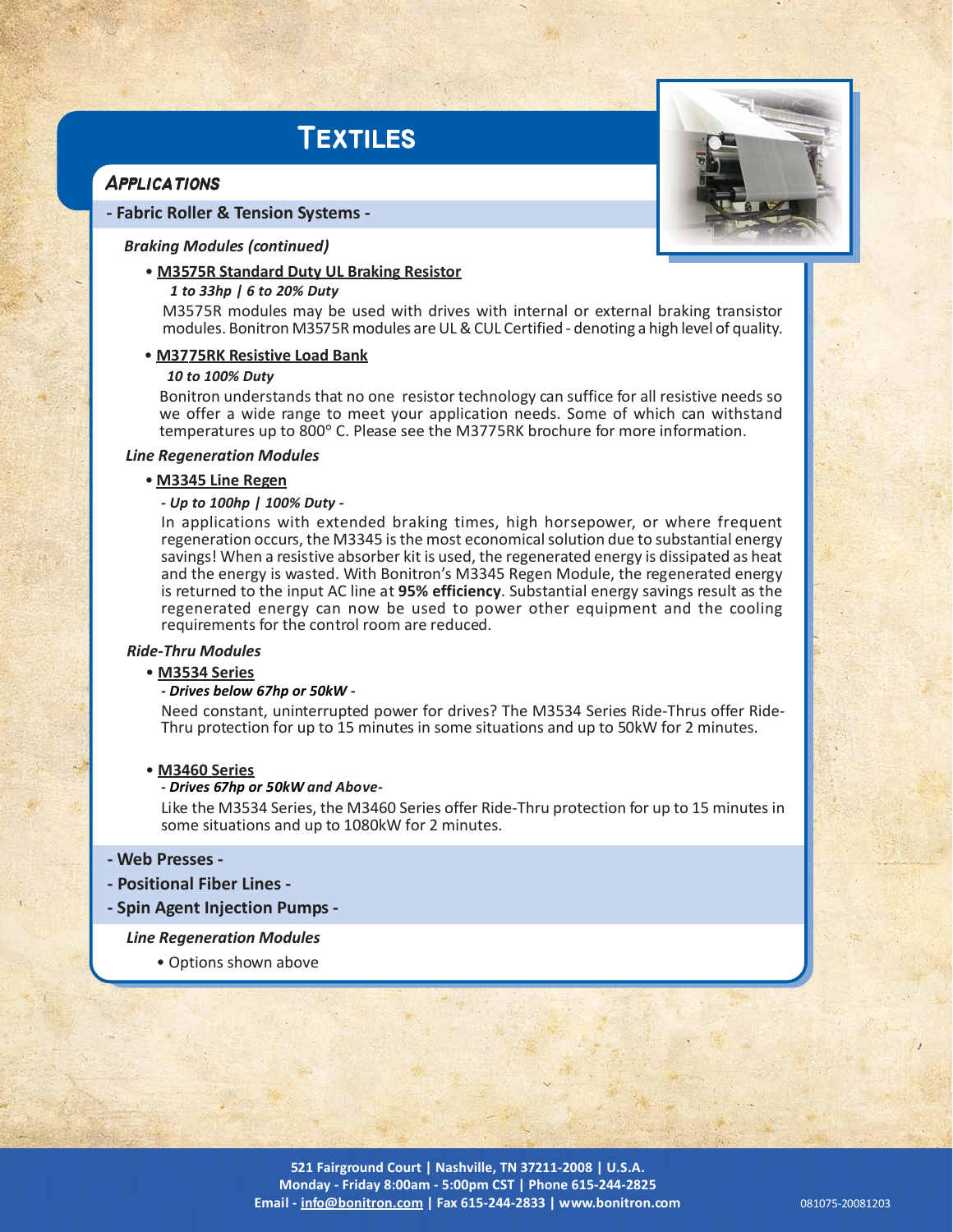# TEXTILES

## APPLICATIONS

### - Fabric Roller & Tension Systems -

*Braking Modules (continued)*

- **M3575R Standard Duty UL Braking Resistor**

  ***1 to 33hp | 6 to 20% Duty***

  M3575R modules may be used with drives with internal or external braking transistor modules. Bonitron M3575R modules are UL & CUL Certified - denoting a high level of quality.

- **M3775RK Resistive Load Bank**

  ***10 to 100% Duty***

  Bonitron understands that no one resistor technology can suffice for all resistive needs so we offer a wide range to meet your application needs. Some of which can withstand temperatures up to 800° C. Please see the M3775RK brochure for more information.

*Line Regeneration Modules*

- **M3345 Line Regen**

  ***- Up to 100hp | 100% Duty -***

  In applications with extended braking times, high horsepower, or where frequent regeneration occurs, the M3345 is the most economical solution due to substantial energy savings! When a resistive absorber kit is used, the regenerated energy is dissipated as heat and the energy is wasted. With Bonitron's M3345 Regen Module, the regenerated energy is returned to the input AC line at **95% efficiency**. Substantial energy savings result as the regenerated energy can now be used to power other equipment and the cooling requirements for the control room are reduced.

*Ride-Thru Modules*

- **M3534 Series**

  ***- Drives below 67hp or 50kW -***

  Need constant, uninterrupted power for drives? The M3534 Series Ride-Thrus offer Ride-Thru protection for up to 15 minutes in some situations and up to 50kW for 2 minutes.

- **M3460 Series**

  ***- Drives 67hp or 50kW and Above-***

  Like the M3534 Series, the M3460 Series offer Ride-Thru protection for up to 15 minutes in some situations and up to 1080kW for 2 minutes.

### - Web Presses -
### - Positional Fiber Lines -
### - Spin Agent Injection Pumps -

*Line Regeneration Modules*

- Options shown above

**521 Fairground Court | Nashville, TN 37211-2008 | U.S.A.**
**Monday - Friday 8:00am - 5:00pm CST | Phone 615-244-2825**
**Email - info@bonitron.com | Fax 615-244-2833 | www.bonitron.com**

081075-20081203